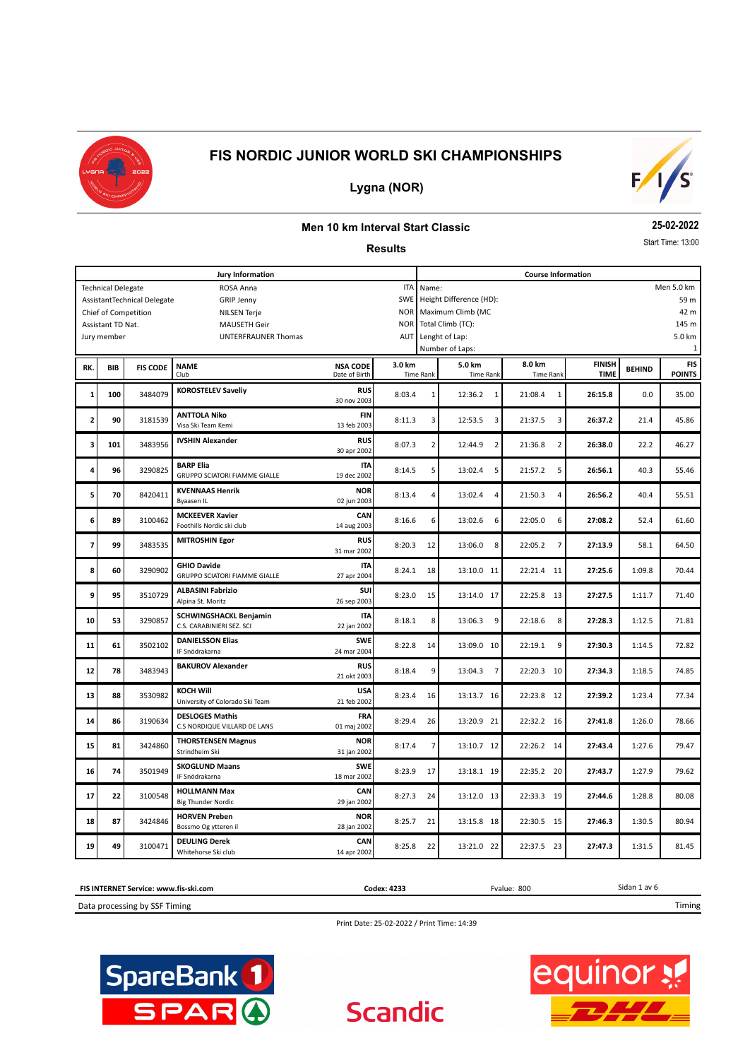# FIS NORDIC JUNIOR WORLD SKI CHAMPIONSHIPS

## Lygna (NOR)

### Men 10 km Interval Start Classic

### Results

**25-02-2022**

Start Time: 13:00

| Jury Information | | | Course Information | |
|---|---|---|---|---|
| Technical Delegate | ROSA Anna | ITA | Name: | Men 5.0 km |
| AssistantTechnical Delegate | GRIP Jenny | SWE | Height Difference (HD): | 59 m |
| Chief of Competition | NILSEN Terje | NOR | Maximum Climb (MC | 42 m |
| Assistant TD Nat. | MAUSETH Geir | NOR | Total Climb (TC): | 145 m |
| Jury member | UNTERFRAUNER Thomas | AUT | Lenght of Lap: | 5.0 km |
| | | | Number of Laps: | 1 |

| RK. | BIB | FIS CODE | NAME<br>Club | NSA CODE<br>Date of Birth | 3.0 km<br>Time | Rank | 5.0 km<br>Time | Rank | 8.0 km<br>Time | Rank | FINISH TIME | BEHIND | FIS POINTS |
|---|---|---|---|---|---|---|---|---|---|---|---|---|---|
| 1 | 100 | 3484079 | **KOROSTELEV Saveliy** | **RUS**<br>30 nov 2003 | 8:03.4 | 1 | 12:36.2 | 1 | 21:08.4 | 1 | **26:15.8** | 0.0 | 35.00 |
| 2 | 90 | 3181539 | **ANTTOLA Niko**<br>Visa Ski Team Kemi | **FIN**<br>13 feb 2003 | 8:11.3 | 3 | 12:53.5 | 3 | 21:37.5 | 3 | **26:37.2** | 21.4 | 45.86 |
| 3 | 101 | 3483956 | **IVSHIN Alexander** | **RUS**<br>30 apr 2002 | 8:07.3 | 2 | 12:44.9 | 2 | 21:36.8 | 2 | **26:38.0** | 22.2 | 46.27 |
| 4 | 96 | 3290825 | **BARP Elia**<br>GRUPPO SCIATORI FIAMME GIALLE | **ITA**<br>19 dec 2002 | 8:14.5 | 5 | 13:02.4 | 5 | 21:57.2 | 5 | **26:56.1** | 40.3 | 55.46 |
| 5 | 70 | 8420411 | **KVENNAAS Henrik**<br>Byaasen IL | **NOR**<br>02 jun 2003 | 8:13.4 | 4 | 13:02.4 | 4 | 21:50.3 | 4 | **26:56.2** | 40.4 | 55.51 |
| 6 | 89 | 3100462 | **MCKEEVER Xavier**<br>Foothills Nordic ski club | **CAN**<br>14 aug 2003 | 8:16.6 | 6 | 13:02.6 | 6 | 22:05.0 | 6 | **27:08.2** | 52.4 | 61.60 |
| 7 | 99 | 3483535 | **MITROSHIN Egor** | **RUS**<br>31 mar 2002 | 8:20.3 | 12 | 13:06.0 | 8 | 22:05.2 | 7 | **27:13.9** | 58.1 | 64.50 |
| 8 | 60 | 3290902 | **GHIO Davide**<br>GRUPPO SCIATORI FIAMME GIALLE | **ITA**<br>27 apr 2004 | 8:24.1 | 18 | 13:10.0 | 11 | 22:21.4 | 11 | **27:25.6** | 1:09.8 | 70.44 |
| 9 | 95 | 3510729 | **ALBASINI Fabrizio**<br>Alpina St. Moritz | **SUI**<br>26 sep 2003 | 8:23.0 | 15 | 13:14.0 | 17 | 22:25.8 | 13 | **27:27.5** | 1:11.7 | 71.40 |
| 10 | 53 | 3290857 | **SCHWINGSHACKL Benjamin**<br>C.S. CARABINIERI SEZ. SCI | **ITA**<br>22 jan 2002 | 8:18.1 | 8 | 13:06.3 | 9 | 22:18.6 | 8 | **27:28.3** | 1:12.5 | 71.81 |
| 11 | 61 | 3502102 | **DANIELSSON Elias**<br>IF Snödrakarna | **SWE**<br>24 mar 2004 | 8:22.8 | 14 | 13:09.0 | 10 | 22:19.1 | 9 | **27:30.3** | 1:14.5 | 72.82 |
| 12 | 78 | 3483943 | **BAKUROV Alexander** | **RUS**<br>21 okt 2003 | 8:18.4 | 9 | 13:04.3 | 7 | 22:20.3 | 10 | **27:34.3** | 1:18.5 | 74.85 |
| 13 | 88 | 3530982 | **KOCH Will**<br>University of Colorado Ski Team | **USA**<br>21 feb 2002 | 8:23.4 | 16 | 13:13.7 | 16 | 22:23.8 | 12 | **27:39.2** | 1:23.4 | 77.34 |
| 14 | 86 | 3190634 | **DESLOGES Mathis**<br>C.S NORDIQUE VILLARD DE LANS | **FRA**<br>01 maj 2002 | 8:29.4 | 26 | 13:20.9 | 21 | 22:32.2 | 16 | **27:41.8** | 1:26.0 | 78.66 |
| 15 | 81 | 3424860 | **THORSTENSEN Magnus**<br>Strindheim Ski | **NOR**<br>31 jan 2002 | 8:17.4 | 7 | 13:10.7 | 12 | 22:26.2 | 14 | **27:43.4** | 1:27.6 | 79.47 |
| 16 | 74 | 3501949 | **SKOGLUND Maans**<br>IF Snödrakarna | **SWE**<br>18 mar 2002 | 8:23.9 | 17 | 13:18.1 | 19 | 22:35.2 | 20 | **27:43.7** | 1:27.9 | 79.62 |
| 17 | 22 | 3100548 | **HOLLMANN Max**<br>Big Thunder Nordic | **CAN**<br>29 jan 2002 | 8:27.3 | 24 | 13:12.0 | 13 | 22:33.3 | 19 | **27:44.6** | 1:28.8 | 80.08 |
| 18 | 87 | 3424846 | **HORVEN Preben**<br>Bossmo Og ytteren il | **NOR**<br>28 jan 2002 | 8:25.7 | 21 | 13:15.8 | 18 | 22:30.5 | 15 | **27:46.3** | 1:30.5 | 80.94 |
| 19 | 49 | 3100471 | **DEULING Derek**<br>Whitehorse Ski club | **CAN**<br>14 apr 2002 | 8:25.8 | 22 | 13:21.0 | 22 | 22:37.5 | 23 | **27:47.3** | 1:31.5 | 81.45 |

**FIS INTERNET Service: www.fis-ski.com** **Codex: 4233** Fvalue: 800

Data processing by SSF Timing

Print Date: 25-02-2022 / Print Time: 14:39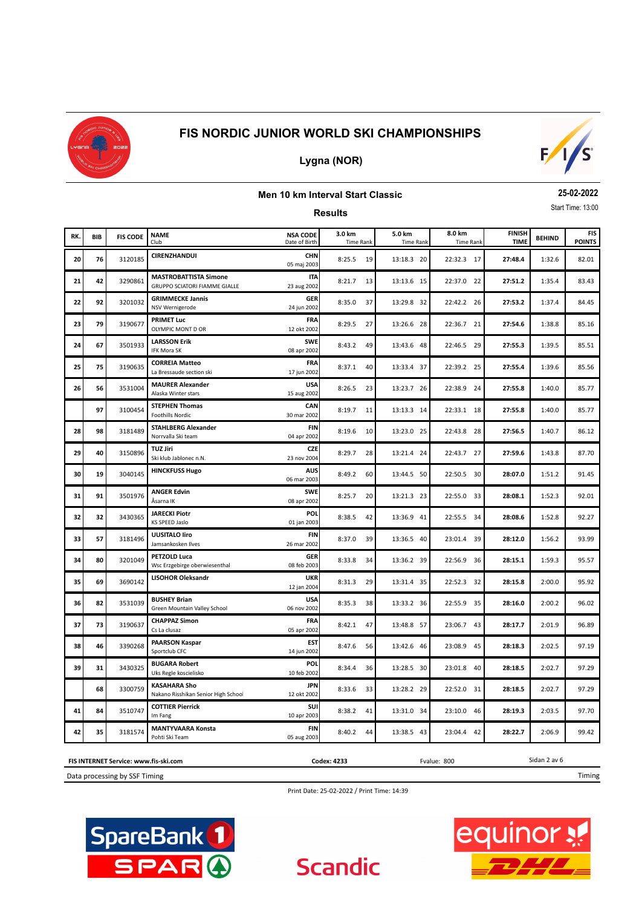# FIS NORDIC JUNIOR WORLD SKI CHAMPIONSHIPS

## Lygna (NOR)

### Men 10 km Interval Start Classic

**25-02-2022**

Start Time: 13:00

### Results

| RK. | BIB | FIS CODE | NAME / Club | NSA CODE / Date of Birth | 3.0 km Time | Rank | 5.0 km Time | Rank | 8.0 km Time | Rank | FINISH TIME | BEHIND | FIS POINTS |
|---|---|---|---|---|---|---|---|---|---|---|---|---|---|
| 20 | 76 | 3120185 | **CIRENZHANDUI** | **CHN** 05 maj 2003 | 8:25.5 | 19 | 13:18.3 | 20 | 22:32.3 | 17 | **27:48.4** | 1:32.6 | 82.01 |
| 21 | 42 | 3290861 | **MASTROBATTISTA Simone** GRUPPO SCIATORI FIAMME GIALLE | **ITA** 23 aug 2002 | 8:21.7 | 13 | 13:13.6 | 15 | 22:37.0 | 22 | **27:51.2** | 1:35.4 | 83.43 |
| 22 | 92 | 3201032 | **GRIMMECKE Jannis** NSV Wernigerode | **GER** 24 jun 2002 | 8:35.0 | 37 | 13:29.8 | 32 | 22:42.2 | 26 | **27:53.2** | 1:37.4 | 84.45 |
| 23 | 79 | 3190677 | **PRIMET Luc** OLYMPIC MONT D OR | **FRA** 12 okt 2002 | 8:29.5 | 27 | 13:26.6 | 28 | 22:36.7 | 21 | **27:54.6** | 1:38.8 | 85.16 |
| 24 | 67 | 3501933 | **LARSSON Erik** IFK Mora SK | **SWE** 08 apr 2002 | 8:43.2 | 49 | 13:43.6 | 48 | 22:46.5 | 29 | **27:55.3** | 1:39.5 | 85.51 |
| 25 | 75 | 3190635 | **CORREIA Matteo** La Bressaude section ski | **FRA** 17 jun 2002 | 8:37.1 | 40 | 13:33.4 | 37 | 22:39.2 | 25 | **27:55.4** | 1:39.6 | 85.56 |
| 26 | 56 | 3531004 | **MAURER Alexander** Alaska Winter stars | **USA** 15 aug 2002 | 8:26.5 | 23 | 13:23.7 | 26 | 22:38.9 | 24 | **27:55.8** | 1:40.0 | 85.77 |
| | 97 | 3100454 | **STEPHEN Thomas** Foothills Nordic | **CAN** 30 mar 2002 | 8:19.7 | 11 | 13:13.3 | 14 | 22:33.1 | 18 | **27:55.8** | 1:40.0 | 85.77 |
| 28 | 98 | 3181489 | **STAHLBERG Alexander** Norrvalla Ski team | **FIN** 04 apr 2002 | 8:19.6 | 10 | 13:23.0 | 25 | 22:43.8 | 28 | **27:56.5** | 1:40.7 | 86.12 |
| 29 | 40 | 3150896 | **TUZ Jiri** Ski klub Jablonec n.N. | **CZE** 23 nov 2004 | 8:29.7 | 28 | 13:21.4 | 24 | 22:43.7 | 27 | **27:59.6** | 1:43.8 | 87.70 |
| 30 | 19 | 3040145 | **HINCKFUSS Hugo** | **AUS** 06 mar 2003 | 8:49.2 | 60 | 13:44.5 | 50 | 22:50.5 | 30 | **28:07.0** | 1:51.2 | 91.45 |
| 31 | 91 | 3501976 | **ANGER Edvin** Åsarna IK | **SWE** 08 apr 2002 | 8:25.7 | 20 | 13:21.3 | 23 | 22:55.0 | 33 | **28:08.1** | 1:52.3 | 92.01 |
| 32 | 32 | 3430365 | **JARECKI Piotr** KS SPEED Jaslo | **POL** 01 jan 2003 | 8:38.5 | 42 | 13:36.9 | 41 | 22:55.5 | 34 | **28:08.6** | 1:52.8 | 92.27 |
| 33 | 57 | 3181496 | **UUSITALO Iiro** Jamsankosken Ilves | **FIN** 26 mar 2002 | 8:37.0 | 39 | 13:36.5 | 40 | 23:01.4 | 39 | **28:12.0** | 1:56.2 | 93.99 |
| 34 | 80 | 3201049 | **PETZOLD Luca** Wsc Erzgebirge oberwiesenthal | **GER** 08 feb 2003 | 8:33.8 | 34 | 13:36.2 | 39 | 22:56.9 | 36 | **28:15.1** | 1:59.3 | 95.57 |
| 35 | 69 | 3690142 | **LISOHOR Oleksandr** | **UKR** 12 jan 2004 | 8:31.3 | 29 | 13:31.4 | 35 | 22:52.3 | 32 | **28:15.8** | 2:00.0 | 95.92 |
| 36 | 82 | 3531039 | **BUSHEY Brian** Green Mountain Valley School | **USA** 06 nov 2002 | 8:35.3 | 38 | 13:33.2 | 36 | 22:55.9 | 35 | **28:16.0** | 2:00.2 | 96.02 |
| 37 | 73 | 3190637 | **CHAPPAZ Simon** Cs La clusaz | **FRA** 05 apr 2002 | 8:42.1 | 47 | 13:48.8 | 57 | 23:06.7 | 43 | **28:17.7** | 2:01.9 | 96.89 |
| 38 | 46 | 3390268 | **PAARSON Kaspar** Sportclub CFC | **EST** 14 jun 2002 | 8:47.6 | 56 | 13:42.6 | 46 | 23:08.9 | 45 | **28:18.3** | 2:02.5 | 97.19 |
| 39 | 31 | 3430325 | **BUGARA Robert** Uks Regle koscielisko | **POL** 10 feb 2002 | 8:34.4 | 36 | 13:28.5 | 30 | 23:01.8 | 40 | **28:18.5** | 2:02.7 | 97.29 |
| | 68 | 3300759 | **KASAHARA Sho** Nakano Risshikan Senior High School | **JPN** 12 okt 2002 | 8:33.6 | 33 | 13:28.2 | 29 | 22:52.0 | 31 | **28:18.5** | 2:02.7 | 97.29 |
| 41 | 84 | 3510747 | **COTTIER Pierrick** Im Fang | **SUI** 10 apr 2003 | 8:38.2 | 41 | 13:31.0 | 34 | 23:10.0 | 46 | **28:19.3** | 2:03.5 | 97.70 |
| 42 | 35 | 3181574 | **MANTYVAARA Konsta** Pohti Ski Team | **FIN** 05 aug 2003 | 8:40.2 | 44 | 13:38.5 | 43 | 23:04.4 | 42 | **28:22.7** | 2:06.9 | 99.42 |

**FIS INTERNET Service: www.fis-ski.com** **Codex: 4233** Fvalue: 800

Data processing by SSF Timing

Print Date: 25-02-2022 / Print Time: 14:39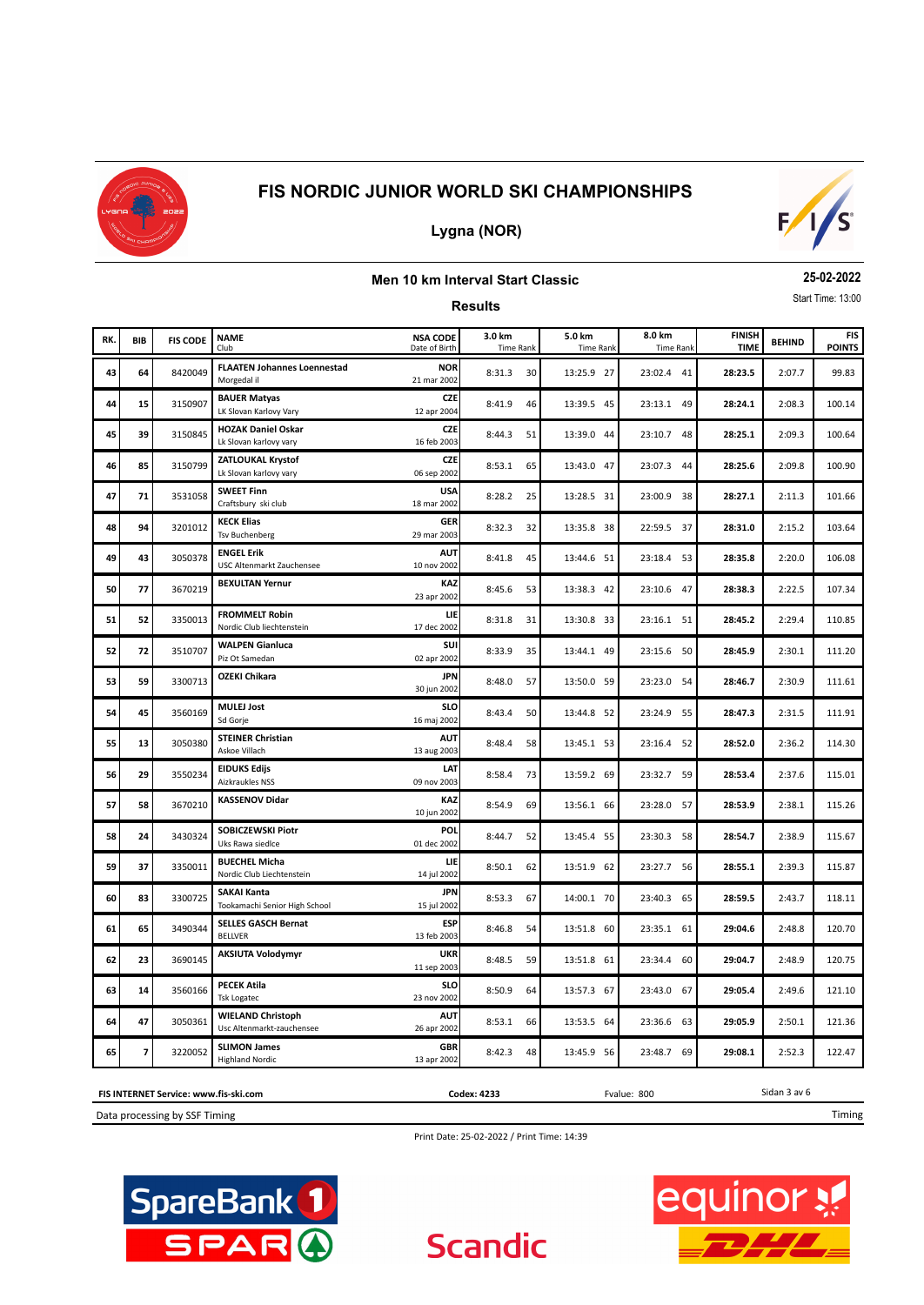# FIS NORDIC JUNIOR WORLD SKI CHAMPIONSHIPS

## Lygna (NOR)

### Men 10 km Interval Start Classic

**Results**

25-02-2022

Start Time: 13:00

| RK. | BIB | FIS CODE | NAME / Club | NSA CODE / Date of Birth | 3.0 km Time | Rank | 5.0 km Time | Rank | 8.0 km Time | Rank | FINISH TIME | BEHIND | FIS POINTS |
|---|---|---|---|---|---|---|---|---|---|---|---|---|---|
| 43 | 64 | 8420049 | **FLAATEN Johannes Loennestad** Morgedal il | **NOR** 21 mar 2002 | 8:31.3 | 30 | 13:25.9 | 27 | 23:02.4 | 41 | **28:23.5** | 2:07.7 | 99.83 |
| 44 | 15 | 3150907 | **BAUER Matyas** LK Slovan Karlovy Vary | **CZE** 12 apr 2004 | 8:41.9 | 46 | 13:39.5 | 45 | 23:13.1 | 49 | **28:24.1** | 2:08.3 | 100.14 |
| 45 | 39 | 3150845 | **HOZAK Daniel Oskar** Lk Slovan karlovy vary | **CZE** 16 feb 2003 | 8:44.3 | 51 | 13:39.0 | 44 | 23:10.7 | 48 | **28:25.1** | 2:09.3 | 100.64 |
| 46 | 85 | 3150799 | **ZATLOUKAL Krystof** Lk Slovan karlovy vary | **CZE** 06 sep 2002 | 8:53.1 | 65 | 13:43.0 | 47 | 23:07.3 | 44 | **28:25.6** | 2:09.8 | 100.90 |
| 47 | 71 | 3531058 | **SWEET Finn** Craftsbury ski club | **USA** 18 mar 2002 | 8:28.2 | 25 | 13:28.5 | 31 | 23:00.9 | 38 | **28:27.1** | 2:11.3 | 101.66 |
| 48 | 94 | 3201012 | **KECK Elias** Tsv Buchenberg | **GER** 29 mar 2003 | 8:32.3 | 32 | 13:35.8 | 38 | 22:59.5 | 37 | **28:31.0** | 2:15.2 | 103.64 |
| 49 | 43 | 3050378 | **ENGEL Erik** USC Altenmarkt Zauchensee | **AUT** 10 nov 2002 | 8:41.8 | 45 | 13:44.6 | 51 | 23:18.4 | 53 | **28:35.8** | 2:20.0 | 106.08 |
| 50 | 77 | 3670219 | **BEXULTAN Yernur** | **KAZ** 23 apr 2002 | 8:45.6 | 53 | 13:38.3 | 42 | 23:10.6 | 47 | **28:38.3** | 2:22.5 | 107.34 |
| 51 | 52 | 3350013 | **FROMMELT Robin** Nordic Club liechtenstein | **LIE** 17 dec 2002 | 8:31.8 | 31 | 13:30.8 | 33 | 23:16.1 | 51 | **28:45.2** | 2:29.4 | 110.85 |
| 52 | 72 | 3510707 | **WALPEN Gianluca** Piz Ot Samedan | **SUI** 02 apr 2002 | 8:33.9 | 35 | 13:44.1 | 49 | 23:15.6 | 50 | **28:45.9** | 2:30.1 | 111.20 |
| 53 | 59 | 3300713 | **OZEKI Chikara** | **JPN** 30 jun 2002 | 8:48.0 | 57 | 13:50.0 | 59 | 23:23.0 | 54 | **28:46.7** | 2:30.9 | 111.61 |
| 54 | 45 | 3560169 | **MULEJ Jost** Sd Gorje | **SLO** 16 maj 2002 | 8:43.4 | 50 | 13:44.8 | 52 | 23:24.9 | 55 | **28:47.3** | 2:31.5 | 111.91 |
| 55 | 13 | 3050380 | **STEINER Christian** Askoe Villach | **AUT** 13 aug 2003 | 8:48.4 | 58 | 13:45.1 | 53 | 23:16.4 | 52 | **28:52.0** | 2:36.2 | 114.30 |
| 56 | 29 | 3550234 | **EIDUKS Edijs** Aizkraukles NSS | **LAT** 09 nov 2003 | 8:58.4 | 73 | 13:59.2 | 69 | 23:32.7 | 59 | **28:53.4** | 2:37.6 | 115.01 |
| 57 | 58 | 3670210 | **KASSENOV Didar** | **KAZ** 10 jun 2002 | 8:54.9 | 69 | 13:56.1 | 66 | 23:28.0 | 57 | **28:53.9** | 2:38.1 | 115.26 |
| 58 | 24 | 3430324 | **SOBICZEWSKI Piotr** Uks Rawa siedlce | **POL** 01 dec 2002 | 8:44.7 | 52 | 13:45.4 | 55 | 23:30.3 | 58 | **28:54.7** | 2:38.9 | 115.67 |
| 59 | 37 | 3350011 | **BUECHEL Micha** Nordic Club Liechtenstein | **LIE** 14 jul 2002 | 8:50.1 | 62 | 13:51.9 | 62 | 23:27.7 | 56 | **28:55.1** | 2:39.3 | 115.87 |
| 60 | 83 | 3300725 | **SAKAI Kanta** Tookamachi Senior High School | **JPN** 15 jul 2002 | 8:53.3 | 67 | 14:00.1 | 70 | 23:40.3 | 65 | **28:59.5** | 2:43.7 | 118.11 |
| 61 | 65 | 3490344 | **SELLES GASCH Bernat** BELLVER | **ESP** 13 feb 2003 | 8:46.8 | 54 | 13:51.8 | 60 | 23:35.1 | 61 | **29:04.6** | 2:48.8 | 120.70 |
| 62 | 23 | 3690145 | **AKSIUTA Volodymyr** | **UKR** 11 sep 2003 | 8:48.5 | 59 | 13:51.8 | 61 | 23:34.4 | 60 | **29:04.7** | 2:48.9 | 120.75 |
| 63 | 14 | 3560166 | **PECEK Atila** Tsk Logatec | **SLO** 23 nov 2002 | 8:50.9 | 64 | 13:57.3 | 67 | 23:43.0 | 67 | **29:05.4** | 2:49.6 | 121.10 |
| 64 | 47 | 3050361 | **WIELAND Christoph** Usc Altenmarkt-zauchensee | **AUT** 26 apr 2002 | 8:53.1 | 66 | 13:53.5 | 64 | 23:36.6 | 63 | **29:05.9** | 2:50.1 | 121.36 |
| 65 | 7 | 3220052 | **SLIMON James** Highland Nordic | **GBR** 13 apr 2002 | 8:42.3 | 48 | 13:45.9 | 56 | 23:48.7 | 69 | **29:08.1** | 2:52.3 | 122.47 |

FIS INTERNET Service: www.fis-ski.com | Codex: 4233 | Fvalue: 800

Data processing by SSF Timing | Timing

Print Date: 25-02-2022 / Print Time: 14:39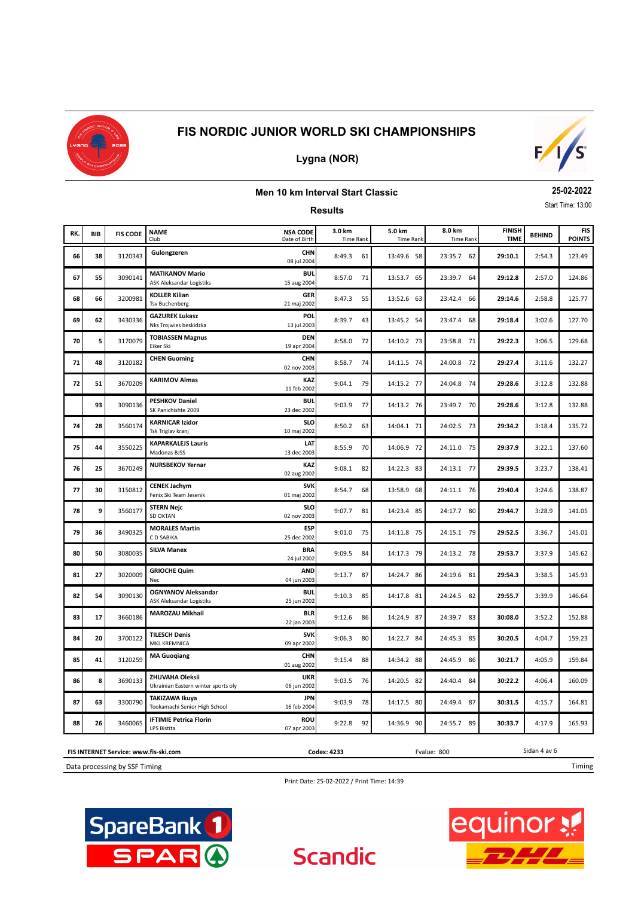# FIS NORDIC JUNIOR WORLD SKI CHAMPIONSHIPS

## Lygna (NOR)

### Men 10 km Interval Start Classic

**25-02-2022**

Start Time: 13:00

### Results

| RK. | BIB | FIS CODE | NAME / Club | NSA CODE / Date of Birth | 3.0 km Time | Rank | 5.0 km Time | Rank | 8.0 km Time | Rank | FINISH TIME | BEHIND | FIS POINTS |
|---|---|---|---|---|---|---|---|---|---|---|---|---|---|
| 66 | 38 | 3120343 | **Gulongzeren** | **CHN** 08 jul 2004 | 8:49.3 | 61 | 13:49.6 | 58 | 23:35.7 | 62 | **29:10.1** | 2:54.3 | 123.49 |
| 67 | 55 | 3090141 | **MATIKANOV Mario** ASK Aleksandar Logistiks | **BUL** 15 aug 2004 | 8:57.0 | 71 | 13:53.7 | 65 | 23:39.7 | 64 | **29:12.8** | 2:57.0 | 124.86 |
| 68 | 66 | 3200981 | **KOLLER Kilian** Tsv Buchenberg | **GER** 21 maj 2002 | 8:47.3 | 55 | 13:52.6 | 63 | 23:42.4 | 66 | **29:14.6** | 2:58.8 | 125.77 |
| 69 | 62 | 3430336 | **GAZUREK Lukasz** Nks Trojwies beskidzka | **POL** 13 jul 2003 | 8:39.7 | 43 | 13:45.2 | 54 | 23:47.4 | 68 | **29:18.4** | 3:02.6 | 127.70 |
| 70 | 5 | 3170079 | **TOBIASSEN Magnus** Eiker Ski | **DEN** 19 apr 2004 | 8:58.0 | 72 | 14:10.2 | 73 | 23:58.8 | 71 | **29:22.3** | 3:06.5 | 129.68 |
| 71 | 48 | 3120182 | **CHEN Guoming** | **CHN** 02 nov 2003 | 8:58.7 | 74 | 14:11.5 | 74 | 24:00.8 | 72 | **29:27.4** | 3:11.6 | 132.27 |
| 72 | 51 | 3670209 | **KARIMOV Almas** | **KAZ** 11 feb 2002 | 9:04.1 | 79 | 14:15.2 | 77 | 24:04.8 | 74 | **29:28.6** | 3:12.8 | 132.88 |
| | 93 | 3090136 | **PESHKOV Daniel** SK Panichishte 2009 | **BUL** 23 dec 2002 | 9:03.9 | 77 | 14:13.2 | 76 | 23:49.7 | 70 | **29:28.6** | 3:12.8 | 132.88 |
| 74 | 28 | 3560174 | **KARNICAR Izidor** Tsk Triglav kranj | **SLO** 10 maj 2002 | 8:50.2 | 63 | 14:04.1 | 71 | 24:02.5 | 73 | **29:34.2** | 3:18.4 | 135.72 |
| 75 | 44 | 3550225 | **KAPARKALEJS Lauris** Madonas BJSS | **LAT** 13 dec 2003 | 8:55.9 | 70 | 14:06.9 | 72 | 24:11.0 | 75 | **29:37.9** | 3:22.1 | 137.60 |
| 76 | 25 | 3670249 | **NURSBEKOV Yernar** | **KAZ** 02 aug 2002 | 9:08.1 | 82 | 14:22.3 | 83 | 24:13.1 | 77 | **29:39.5** | 3:23.7 | 138.41 |
| 77 | 30 | 3150812 | **CENEK Jachym** Fenix Ski Team Jesenik | **SVK** 01 maj 2002 | 8:54.7 | 68 | 13:58.9 | 68 | 24:11.1 | 76 | **29:40.4** | 3:24.6 | 138.87 |
| 78 | 9 | 3560177 | **STERN Nejc** SD OKTAN | **SLO** 02 nov 2003 | 9:07.7 | 81 | 14:23.4 | 85 | 24:17.7 | 80 | **29:44.7** | 3:28.9 | 141.05 |
| 79 | 36 | 3490325 | **MORALES Martin** C.D SABIKA | **ESP** 25 dec 2002 | 9:01.0 | 75 | 14:11.8 | 75 | 24:15.1 | 79 | **29:52.5** | 3:36.7 | 145.01 |
| 80 | 50 | 3080035 | **SILVA Manex** | **BRA** 24 jul 2002 | 9:09.5 | 84 | 14:17.3 | 79 | 24:13.2 | 78 | **29:53.7** | 3:37.9 | 145.62 |
| 81 | 27 | 3020009 | **GRIOCHE Quim** Nec | **AND** 04 jun 2003 | 9:13.7 | 87 | 14:24.7 | 86 | 24:19.6 | 81 | **29:54.3** | 3:38.5 | 145.93 |
| 82 | 54 | 3090130 | **OGNYANOV Aleksandar** ASK Aleksandar Logistiks | **BUL** 25 jun 2002 | 9:10.3 | 85 | 14:17.8 | 81 | 24:24.5 | 82 | **29:55.7** | 3:39.9 | 146.64 |
| 83 | 17 | 3660186 | **MAROZAU Mikhail** | **BLR** 22 jan 2003 | 9:12.6 | 86 | 14:24.9 | 87 | 24:39.7 | 83 | **30:08.0** | 3:52.2 | 152.88 |
| 84 | 20 | 3700122 | **TILESCH Denis** MKL KREMNICA | **SVK** 09 apr 2002 | 9:06.3 | 80 | 14:22.7 | 84 | 24:45.3 | 85 | **30:20.5** | 4:04.7 | 159.23 |
| 85 | 41 | 3120259 | **MA Guoqiang** | **CHN** 01 aug 2002 | 9:15.4 | 88 | 14:34.2 | 88 | 24:45.9 | 86 | **30:21.7** | 4:05.9 | 159.84 |
| 86 | 8 | 3690133 | **ZHUVAHA Oleksii** Ukrainian Eastern winter sports oly | **UKR** 06 jun 2002 | 9:03.5 | 76 | 14:20.5 | 82 | 24:40.4 | 84 | **30:22.2** | 4:06.4 | 160.09 |
| 87 | 63 | 3300790 | **TAKIZAWA Ikuya** Tookamachi Senior High School | **JPN** 16 feb 2004 | 9:03.9 | 78 | 14:17.5 | 80 | 24:49.4 | 87 | **30:31.5** | 4:15.7 | 164.81 |
| 88 | 26 | 3460065 | **IFTIMIE Petrica Florin** LPS Bistita | **ROU** 07 apr 2003 | 9:22.8 | 92 | 14:36.9 | 90 | 24:55.7 | 89 | **30:33.7** | 4:17.9 | 165.93 |

**FIS INTERNET Service: www.fis-ski.com** **Codex: 4233** Fvalue: 800

Data processing by SSF Timing — Timing

Print Date: 25-02-2022 / Print Time: 14:39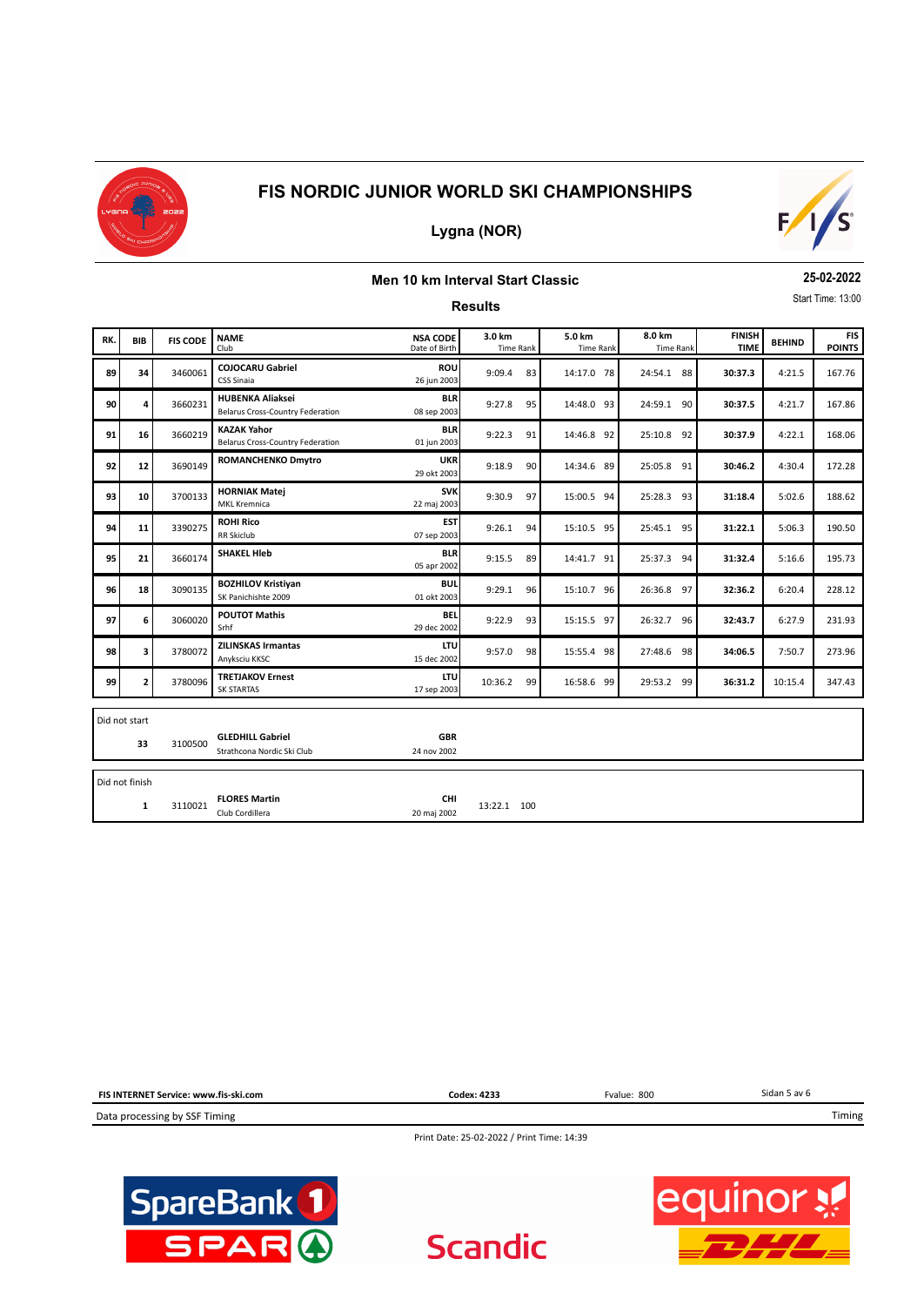# FIS NORDIC JUNIOR WORLD SKI CHAMPIONSHIPS

## Lygna (NOR)

### Men 10 km Interval Start Classic

**25-02-2022**

Start Time: 13:00

### Results

| RK. | BIB | FIS CODE | NAME<br>Club | NSA CODE<br>Date of Birth | 3.0 km<br>Time Rank | 5.0 km<br>Time Rank | 8.0 km<br>Time Rank | FINISH TIME | BEHIND | FIS POINTS |
|---|---|---|---|---|---|---|---|---|---|---|
| 89 | 34 | 3460061 | **COJOCARU Gabriel**<br>CSS Sinaia | **ROU**<br>26 jun 2003 | 9:09.4 83 | 14:17.0 78 | 24:54.1 88 | **30:37.3** | 4:21.5 | 167.76 |
| 90 | 4 | 3660231 | **HUBENKA Aliaksei**<br>Belarus Cross-Country Federation | **BLR**<br>08 sep 2003 | 9:27.8 95 | 14:48.0 93 | 24:59.1 90 | **30:37.5** | 4:21.7 | 167.86 |
| 91 | 16 | 3660219 | **KAZAK Yahor**<br>Belarus Cross-Country Federation | **BLR**<br>01 jun 2003 | 9:22.3 91 | 14:46.8 92 | 25:10.8 92 | **30:37.9** | 4:22.1 | 168.06 |
| 92 | 12 | 3690149 | **ROMANCHENKO Dmytro** | **UKR**<br>29 okt 2003 | 9:18.9 90 | 14:34.6 89 | 25:05.8 91 | **30:46.2** | 4:30.4 | 172.28 |
| 93 | 10 | 3700133 | **HORNIAK Matej**<br>MKL Kremnica | **SVK**<br>22 maj 2003 | 9:30.9 97 | 15:00.5 94 | 25:28.3 93 | **31:18.4** | 5:02.6 | 188.62 |
| 94 | 11 | 3390275 | **ROHI Rico**<br>RR Skiclub | **EST**<br>07 sep 2003 | 9:26.1 94 | 15:10.5 95 | 25:45.1 95 | **31:22.1** | 5:06.3 | 190.50 |
| 95 | 21 | 3660174 | **SHAKEL Hleb** | **BLR**<br>05 apr 2002 | 9:15.5 89 | 14:41.7 91 | 25:37.3 94 | **31:32.4** | 5:16.6 | 195.73 |
| 96 | 18 | 3090135 | **BOZHILOV Kristiyan**<br>SK Panichishte 2009 | **BUL**<br>01 okt 2003 | 9:29.1 96 | 15:10.7 96 | 26:36.8 97 | **32:36.2** | 6:20.4 | 228.12 |
| 97 | 6 | 3060020 | **POUTOT Mathis**<br>Srhf | **BEL**<br>29 dec 2002 | 9:22.9 93 | 15:15.5 97 | 26:32.7 96 | **32:43.7** | 6:27.9 | 231.93 |
| 98 | 3 | 3780072 | **ZILINSKAS Irmantas**<br>Anyksciu KKSC | **LTU**<br>15 dec 2002 | 9:57.0 98 | 15:55.4 98 | 27:48.6 98 | **34:06.5** | 7:50.7 | 273.96 |
| 99 | 2 | 3780096 | **TRETJAKOV Ernest**<br>SK STARTAS | **LTU**<br>17 sep 2003 | 10:36.2 99 | 16:58.6 99 | 29:53.2 99 | **36:31.2** | 10:15.4 | 347.43 |

**Did not start**

| RK. | BIB | FIS CODE | NAME<br>Club | NSA CODE<br>Date of Birth | 3.0 km<br>Time Rank | 5.0 km<br>Time Rank | 8.0 km<br>Time Rank | FINISH TIME | BEHIND | FIS POINTS |
|---|---|---|---|---|---|---|---|---|---|---|
| | 33 | 3100500 | **GLEDHILL Gabriel**<br>Strathcona Nordic Ski Club | **GBR**<br>24 nov 2002 | | | | | | |

**Did not finish**

| RK. | BIB | FIS CODE | NAME<br>Club | NSA CODE<br>Date of Birth | 3.0 km<br>Time Rank | 5.0 km<br>Time Rank | 8.0 km<br>Time Rank | FINISH TIME | BEHIND | FIS POINTS |
|---|---|---|---|---|---|---|---|---|---|---|
| | 1 | 3110021 | **FLORES Martin**<br>Club Cordillera | **CHI**<br>20 maj 2002 | 13:22.1 100 | | | | | |

**FIS INTERNET Service: www.fis-ski.com** | **Codex: 4233** | Fvalue: 800

Data processing by SSF Timing

Print Date: 25-02-2022 / Print Time: 14:39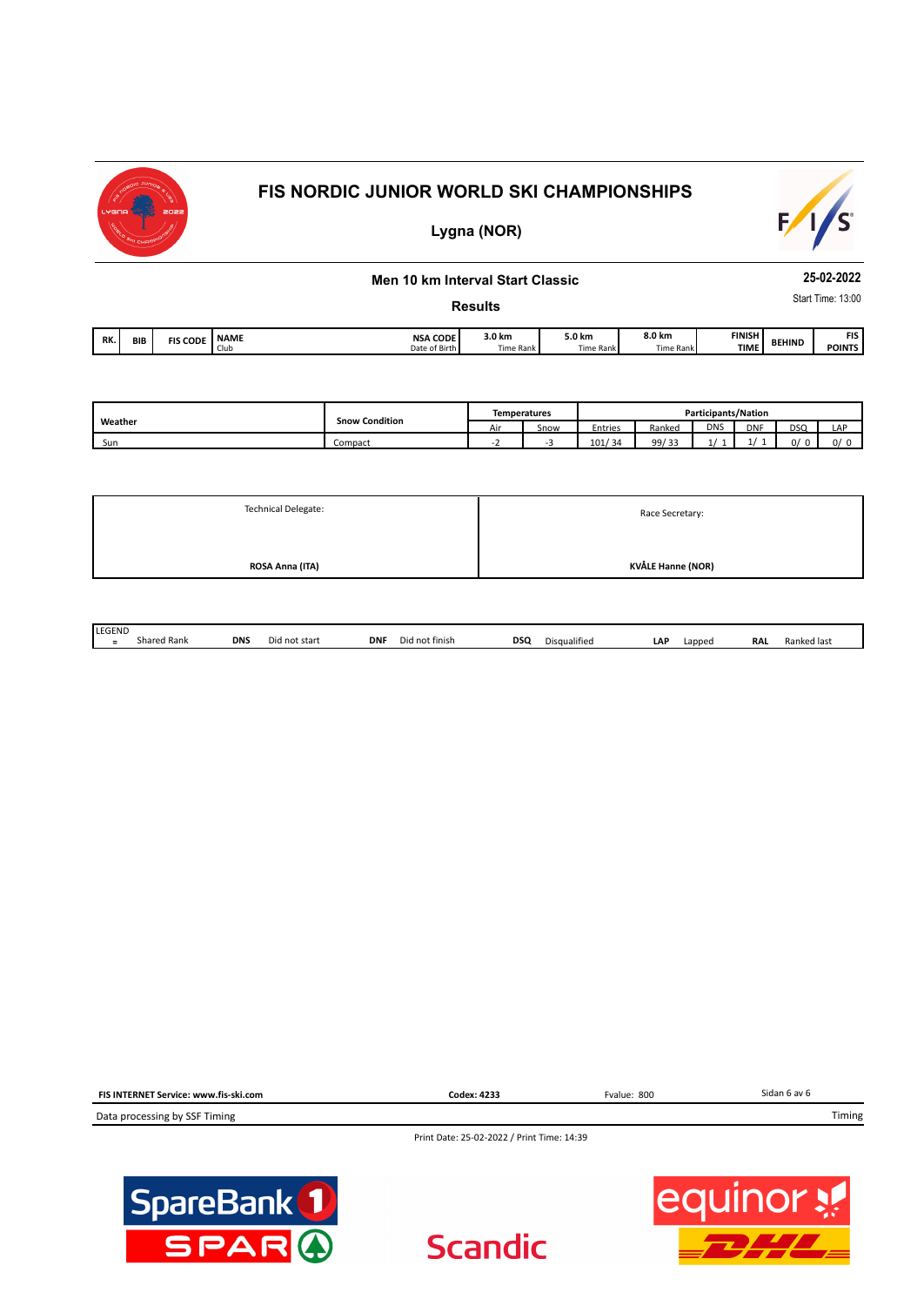# FIS NORDIC JUNIOR WORLD SKI CHAMPIONSHIPS

## Lygna (NOR)

### Men 10 km Interval Start Classic

**25-02-2022**

Start Time: 13:00

### Results

| RK. | BIB | FIS CODE | NAME<br>Club | NSA CODE<br>Date of Birth | 3.0 km<br>Time Rank | 5.0 km<br>Time Rank | 8.0 km<br>Time Rank | FINISH<br>TIME | BEHIND | FIS<br>POINTS |
|---|---|---|---|---|---|---|---|---|---|---|

| Weather | Snow Condition | Temperatures | | Participants/Nation | | | | | |
|---|---|---|---|---|---|---|---|---|---|
| | | Air | Snow | Entries | Ranked | DNS | DNF | DSQ | LAP |
| Sun | Compact | -2 | -3 | 101/ 34 | 99/ 33 | 1/ 1 | 1/ 1 | 0/ 0 | 0/ 0 |

| Technical Delegate: | Race Secretary: |
|---|---|
| **ROSA Anna (ITA)** | **KVÅLE Hanne (NOR)** |

| LEGEND | | | | | |
|---|---|---|---|---|---|
| = Shared Rank | **DNS** Did not start | **DNF** Did not finish | **DSQ** Disqualified | **LAP** Lapped | **RAL** Ranked last |

**FIS INTERNET Service: www.fis-ski.com** **Codex: 4233** Fvalue: 800

Data processing by SSF Timing

Print Date: 25-02-2022 / Print Time: 14:39